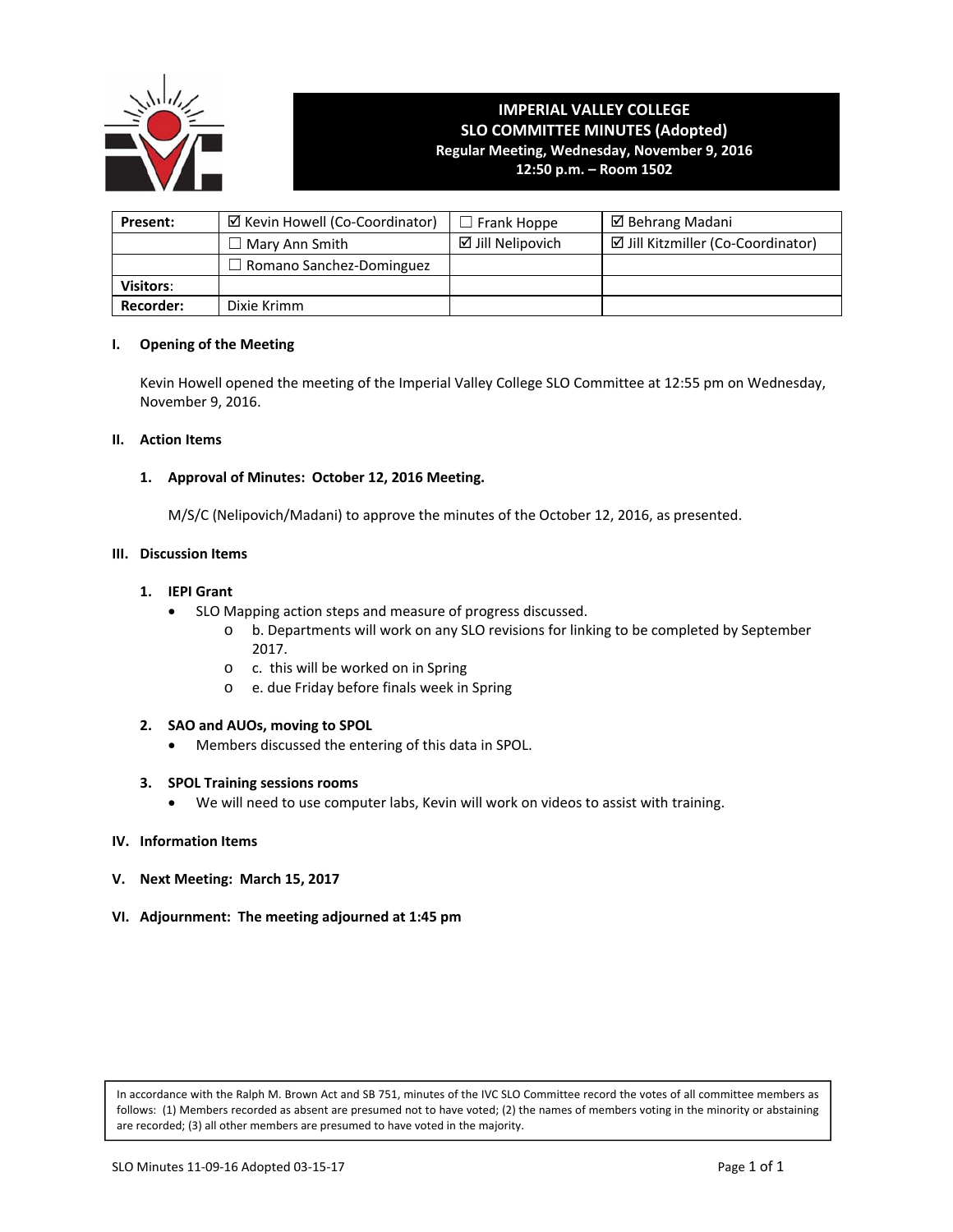# IMPERIAL VALLEY COLLEGE
## SLO COMMITTEE MINUTES (Adopted)
**Regular Meeting, Wednesday, November 9, 2016**
**12:50 p.m. – Room 1502**

| **Present:** | ☑ Kevin Howell (Co-Coordinator) | ☐ Frank Hoppe | ☑ Behrang Madani |
|---|---|---|---|
| | ☐ Mary Ann Smith | ☑ Jill Nelipovich | ☑ Jill Kitzmiller (Co-Coordinator) |
| | ☐ Romano Sanchez-Dominguez | | |
| **Visitors**: | | | |
| **Recorder:** | Dixie Krimm | | |

**I. Opening of the Meeting**

Kevin Howell opened the meeting of the Imperial Valley College SLO Committee at 12:55 pm on Wednesday, November 9, 2016.

**II. Action Items**

**1. Approval of Minutes: October 12, 2016 Meeting.**

M/S/C (Nelipovich/Madani) to approve the minutes of the October 12, 2016, as presented.

**III. Discussion Items**

**1. IEPI Grant**

- SLO Mapping action steps and measure of progress discussed.
  - b. Departments will work on any SLO revisions for linking to be completed by September 2017.
  - c. this will be worked on in Spring
  - e. due Friday before finals week in Spring

**2. SAO and AUOs, moving to SPOL**

- Members discussed the entering of this data in SPOL.

**3. SPOL Training sessions rooms**

- We will need to use computer labs, Kevin will work on videos to assist with training.

**IV. Information Items**

**V. Next Meeting: March 15, 2017**

**VI. Adjournment: The meeting adjourned at 1:45 pm**

In accordance with the Ralph M. Brown Act and SB 751, minutes of the IVC SLO Committee record the votes of all committee members as follows: (1) Members recorded as absent are presumed not to have voted; (2) the names of members voting in the minority or abstaining are recorded; (3) all other members are presumed to have voted in the majority.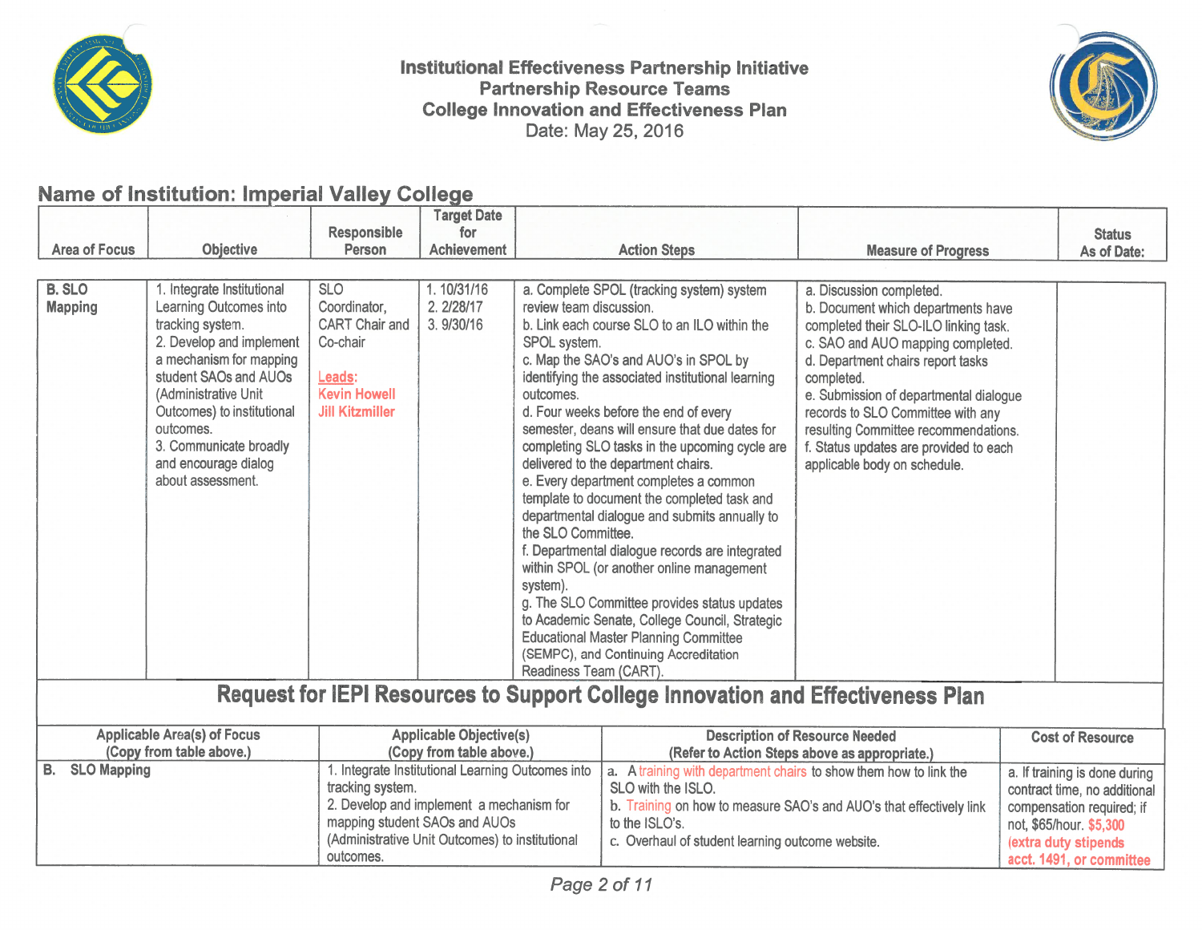# Institutional Effectiveness Partnership Initiative
## Partnership Resource Teams
## College Innovation and Effectiveness Plan

Date: May 25, 2016

## Name of Institution: Imperial Valley College

| Area of Focus | Objective | Responsible Person | Target Date for Achievement | Action Steps | Measure of Progress | Status As of Date: |
|---|---|---|---|---|---|---|
| **B. SLO Mapping** | 1. Integrate Institutional Learning Outcomes into tracking system.<br>2. Develop and implement a mechanism for mapping student SAOs and AUOs (Administrative Unit Outcomes) to institutional outcomes.<br>3. Communicate broadly and encourage dialog about assessment. | SLO Coordinator, CART Chair and Co-chair<br><br>Leads:<br>Kevin Howell<br>Jill Kitzmiller | 1. 10/31/16<br>2. 2/28/17<br>3. 9/30/16 | a. Complete SPOL (tracking system) system review team discussion.<br>b. Link each course SLO to an ILO within the SPOL system.<br>c. Map the SAO's and AUO's in SPOL by identifying the associated institutional learning outcomes.<br>d. Four weeks before the end of every semester, deans will ensure that due dates for completing SLO tasks in the upcoming cycle are delivered to the department chairs.<br>e. Every department completes a common template to document the completed task and departmental dialogue and submits annually to the SLO Committee.<br>f. Departmental dialogue records are integrated within SPOL (or another online management system).<br>g. The SLO Committee provides status updates to Academic Senate, College Council, Strategic Educational Master Planning Committee (SEMPC), and Continuing Accreditation Readiness Team (CART). | a. Discussion completed.<br>b. Document which departments have completed their SLO-ILO linking task.<br>c. SAO and AUO mapping completed.<br>d. Department chairs report tasks completed.<br>e. Submission of departmental dialogue records to SLO Committee with any resulting Committee recommendations.<br>f. Status updates are provided to each applicable body on schedule. | |

## Request for IEPI Resources to Support College Innovation and Effectiveness Plan

| Applicable Area(s) of Focus (Copy from table above.) | Applicable Objective(s) (Copy from table above.) | Description of Resource Needed (Refer to Action Steps above as appropriate.) | Cost of Resource |
|---|---|---|---|
| **B. SLO Mapping** | 1. Integrate Institutional Learning Outcomes into tracking system.<br>2. Develop and implement a mechanism for mapping student SAOs and AUOs (Administrative Unit Outcomes) to institutional outcomes. | a. A training with department chairs to show them how to link the SLO with the ISLO.<br>b. Training on how to measure SAO's and AUO's that effectively link to the ISLO's.<br>c. Overhaul of student learning outcome website. | a. If training is done during contract time, no additional compensation required; if not, $65/hour. $5,300 (extra duty stipends acct. 1491, or committee |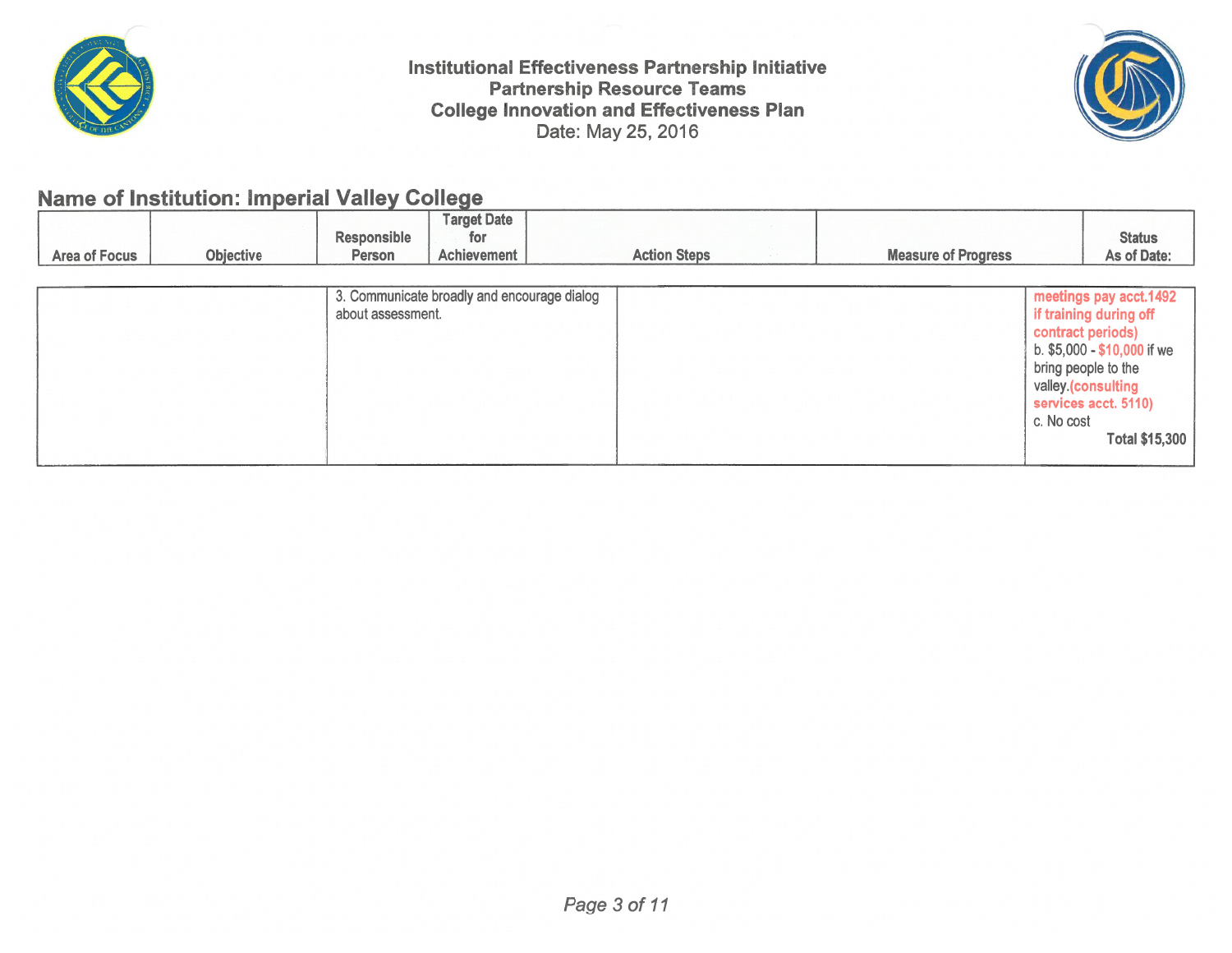## Name of Institution: Imperial Valley College

| Area of Focus | Objective | Responsible Person | Target Date for Achievement | Action Steps | Measure of Progress | Status As of Date: |
|---|---|---|---|---|---|---|

| | | | |
|---|---|---|---|
| | 3. Communicate broadly and encourage dialog about assessment. | | meetings pay acct.1492 if training during off contract periods)<br>b. $5,000 - $10,000 if we bring people to the valley.(consulting services acct. 5110)<br>c. No cost<br>**Total $15,300** |